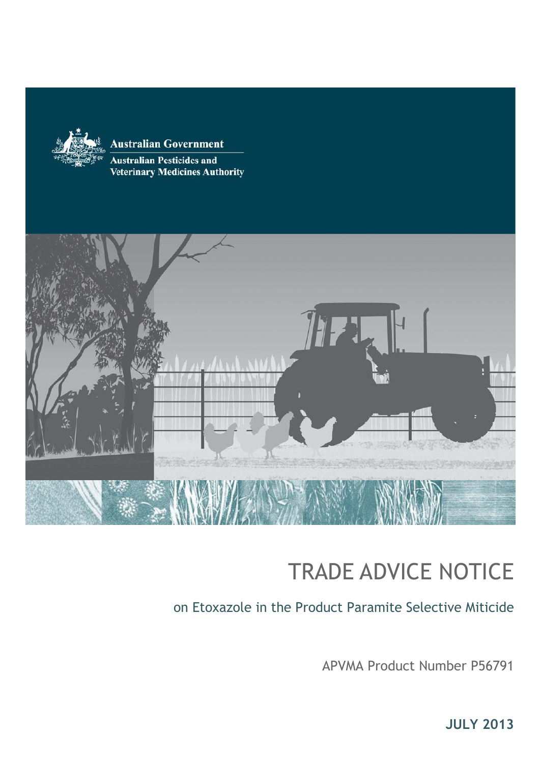Australian Government

Australian Pesticides and Veterinary Medicines Authority

# TRADE ADVICE NOTICE

## on Etoxazole in the Product Paramite Selective Miticide

APVMA Product Number P56791

**JULY 2013**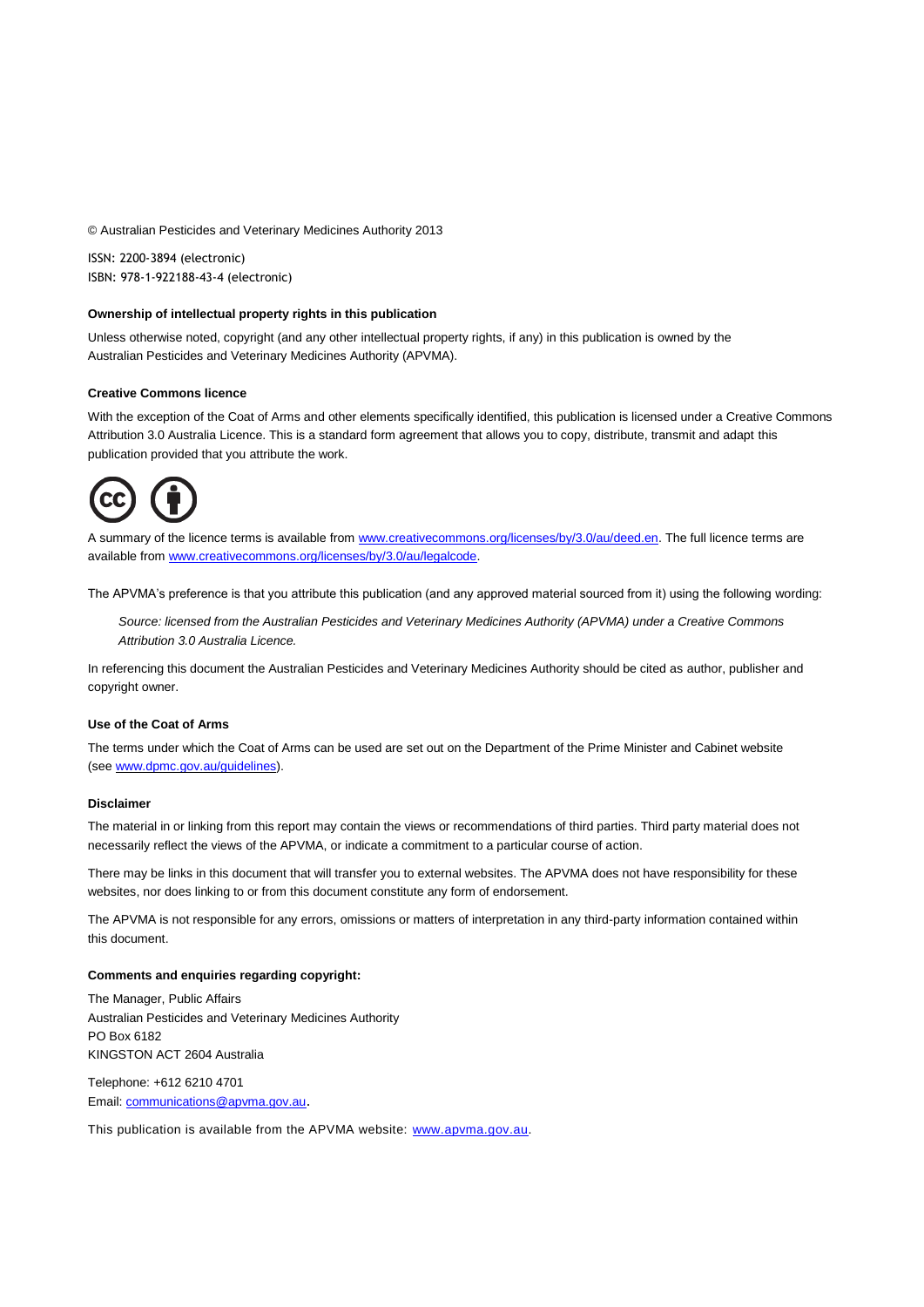© Australian Pesticides and Veterinary Medicines Authority 2013

ISSN: 2200-3894 (electronic)
ISBN: 978-1-922188-43-4 (electronic)

**Ownership of intellectual property rights in this publication**

Unless otherwise noted, copyright (and any other intellectual property rights, if any) in this publication is owned by the Australian Pesticides and Veterinary Medicines Authority (APVMA).

**Creative Commons licence**

With the exception of the Coat of Arms and other elements specifically identified, this publication is licensed under a Creative Commons Attribution 3.0 Australia Licence. This is a standard form agreement that allows you to copy, distribute, transmit and adapt this publication provided that you attribute the work.

A summary of the licence terms is available from www.creativecommons.org/licenses/by/3.0/au/deed.en. The full licence terms are available from www.creativecommons.org/licenses/by/3.0/au/legalcode.

The APVMA's preference is that you attribute this publication (and any approved material sourced from it) using the following wording:

> *Source: licensed from the Australian Pesticides and Veterinary Medicines Authority (APVMA) under a Creative Commons Attribution 3.0 Australia Licence.*

In referencing this document the Australian Pesticides and Veterinary Medicines Authority should be cited as author, publisher and copyright owner.

**Use of the Coat of Arms**

The terms under which the Coat of Arms can be used are set out on the Department of the Prime Minister and Cabinet website (see www.dpmc.gov.au/guidelines).

**Disclaimer**

The material in or linking from this report may contain the views or recommendations of third parties. Third party material does not necessarily reflect the views of the APVMA, or indicate a commitment to a particular course of action.

There may be links in this document that will transfer you to external websites. The APVMA does not have responsibility for these websites, nor does linking to or from this document constitute any form of endorsement.

The APVMA is not responsible for any errors, omissions or matters of interpretation in any third-party information contained within this document.

**Comments and enquiries regarding copyright:**

The Manager, Public Affairs
Australian Pesticides and Veterinary Medicines Authority
PO Box 6182
KINGSTON ACT 2604 Australia

Telephone: +612 6210 4701
Email: communications@apvma.gov.au.

This publication is available from the APVMA website: www.apvma.gov.au.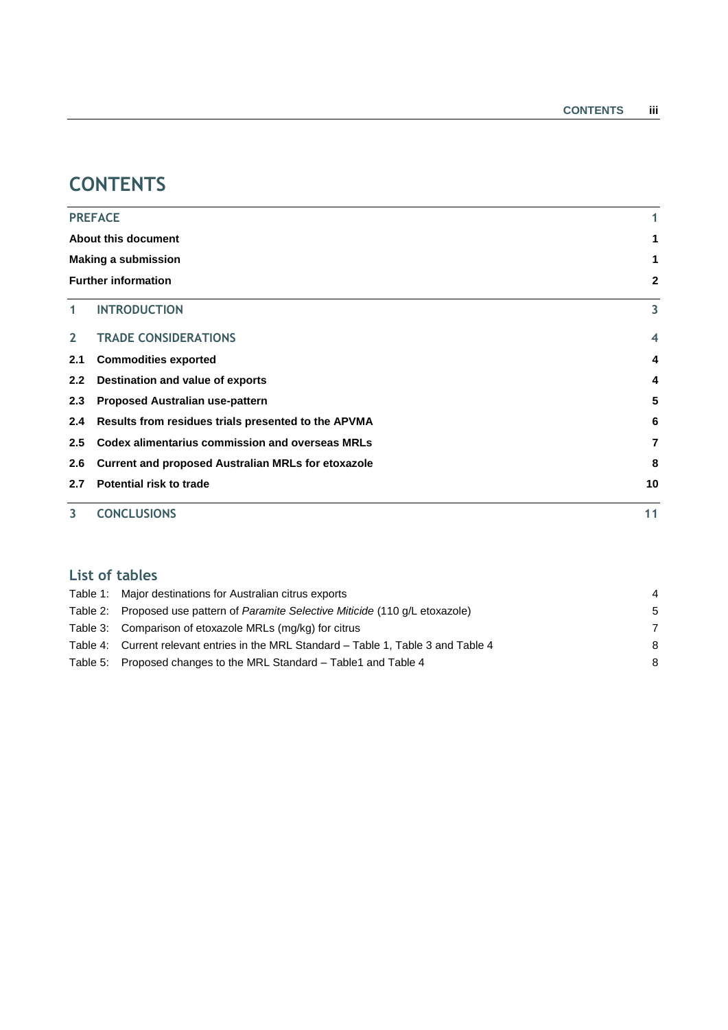# CONTENTS

| | | |
|---|---|---|
| **PREFACE** | | **1** |
| **About this document** | | **1** |
| **Making a submission** | | **1** |
| **Further information** | | **2** |
| **1** | **INTRODUCTION** | **3** |
| **2** | **TRADE CONSIDERATIONS** | **4** |
| **2.1** | **Commodities exported** | **4** |
| **2.2** | **Destination and value of exports** | **4** |
| **2.3** | **Proposed Australian use-pattern** | **5** |
| **2.4** | **Results from residues trials presented to the APVMA** | **6** |
| **2.5** | **Codex alimentarius commission and overseas MRLs** | **7** |
| **2.6** | **Current and proposed Australian MRLs for etoxazole** | **8** |
| **2.7** | **Potential risk to trade** | **10** |
| **3** | **CONCLUSIONS** | **11** |

## List of tables

| | |
|---|---|
| Table 1: Major destinations for Australian citrus exports | 4 |
| Table 2: Proposed use pattern of *Paramite Selective Miticide* (110 g/L etoxazole) | 5 |
| Table 3: Comparison of etoxazole MRLs (mg/kg) for citrus | 7 |
| Table 4: Current relevant entries in the MRL Standard – Table 1, Table 3 and Table 4 | 8 |
| Table 5: Proposed changes to the MRL Standard – Table1 and Table 4 | 8 |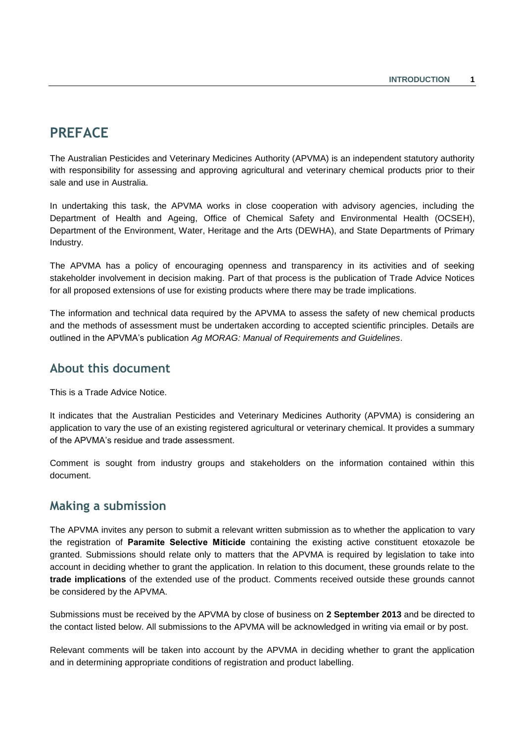# PREFACE

The Australian Pesticides and Veterinary Medicines Authority (APVMA) is an independent statutory authority with responsibility for assessing and approving agricultural and veterinary chemical products prior to their sale and use in Australia.

In undertaking this task, the APVMA works in close cooperation with advisory agencies, including the Department of Health and Ageing, Office of Chemical Safety and Environmental Health (OCSEH), Department of the Environment, Water, Heritage and the Arts (DEWHA), and State Departments of Primary Industry.

The APVMA has a policy of encouraging openness and transparency in its activities and of seeking stakeholder involvement in decision making. Part of that process is the publication of Trade Advice Notices for all proposed extensions of use for existing products where there may be trade implications.

The information and technical data required by the APVMA to assess the safety of new chemical products and the methods of assessment must be undertaken according to accepted scientific principles. Details are outlined in the APVMA's publication *Ag MORAG: Manual of Requirements and Guidelines*.

## About this document

This is a Trade Advice Notice.

It indicates that the Australian Pesticides and Veterinary Medicines Authority (APVMA) is considering an application to vary the use of an existing registered agricultural or veterinary chemical. It provides a summary of the APVMA's residue and trade assessment.

Comment is sought from industry groups and stakeholders on the information contained within this document.

## Making a submission

The APVMA invites any person to submit a relevant written submission as to whether the application to vary the registration of **Paramite Selective Miticide** containing the existing active constituent etoxazole be granted. Submissions should relate only to matters that the APVMA is required by legislation to take into account in deciding whether to grant the application. In relation to this document, these grounds relate to the **trade implications** of the extended use of the product. Comments received outside these grounds cannot be considered by the APVMA.

Submissions must be received by the APVMA by close of business on **2 September 2013** and be directed to the contact listed below. All submissions to the APVMA will be acknowledged in writing via email or by post.

Relevant comments will be taken into account by the APVMA in deciding whether to grant the application and in determining appropriate conditions of registration and product labelling.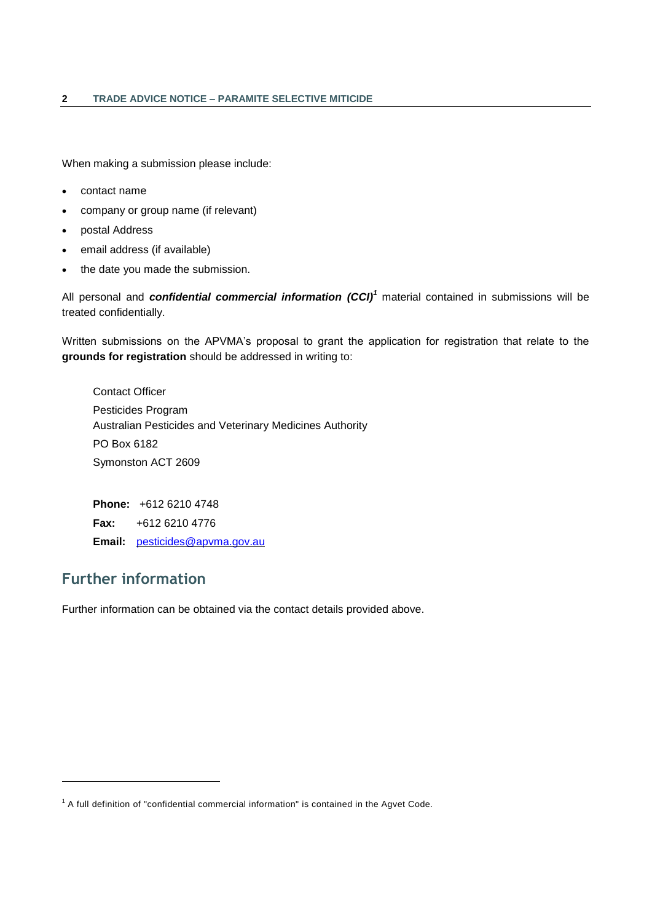When making a submission please include:

- contact name
- company or group name (if relevant)
- postal Address
- email address (if available)
- the date you made the submission.

All personal and ***confidential commercial information (CCI)***[1] material contained in submissions will be treated confidentially.

Written submissions on the APVMA's proposal to grant the application for registration that relate to the **grounds for registration** should be addressed in writing to:

Contact Officer
Pesticides Program
Australian Pesticides and Veterinary Medicines Authority
PO Box 6182
Symonston ACT 2609

**Phone:** +612 6210 4748
**Fax:** +612 6210 4776
**Email:** pesticides@apvma.gov.au

## Further information

Further information can be obtained via the contact details provided above.

[1] A full definition of "confidential commercial information" is contained in the Agvet Code.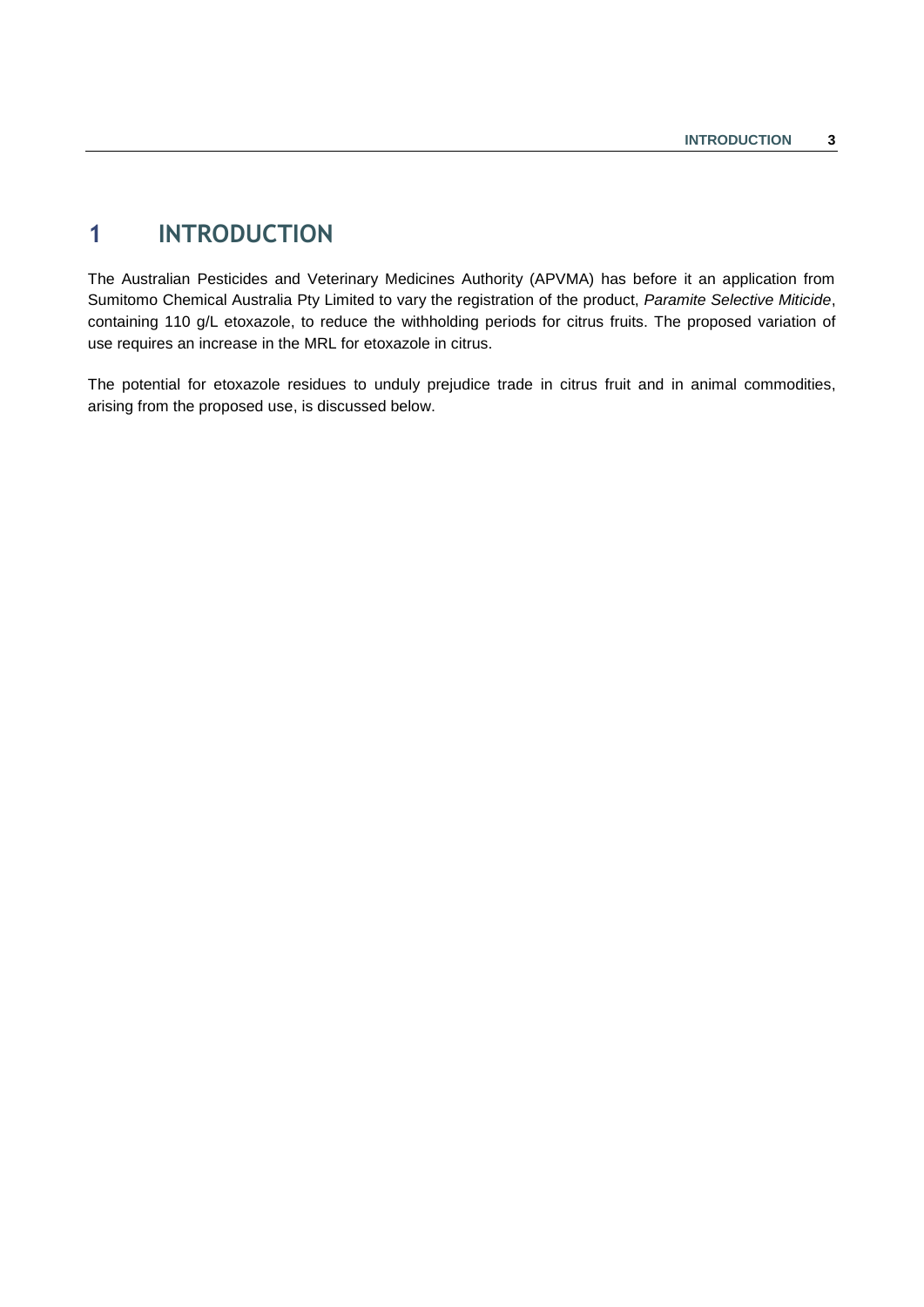# 1 INTRODUCTION

The Australian Pesticides and Veterinary Medicines Authority (APVMA) has before it an application from Sumitomo Chemical Australia Pty Limited to vary the registration of the product, *Paramite Selective Miticide*, containing 110 g/L etoxazole, to reduce the withholding periods for citrus fruits. The proposed variation of use requires an increase in the MRL for etoxazole in citrus.

The potential for etoxazole residues to unduly prejudice trade in citrus fruit and in animal commodities, arising from the proposed use, is discussed below.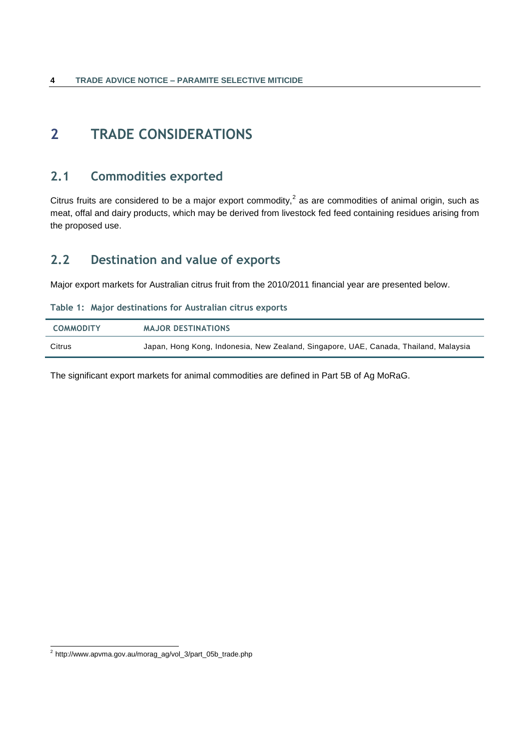# 2 TRADE CONSIDERATIONS

## 2.1 Commodities exported

Citrus fruits are considered to be a major export commodity,[2] as are commodities of animal origin, such as meat, offal and dairy products, which may be derived from livestock fed feed containing residues arising from the proposed use.

## 2.2 Destination and value of exports

Major export markets for Australian citrus fruit from the 2010/2011 financial year are presented below.

**Table 1: Major destinations for Australian citrus exports**

| COMMODITY | MAJOR DESTINATIONS |
|---|---|
| Citrus | Japan, Hong Kong, Indonesia, New Zealand, Singapore, UAE, Canada, Thailand, Malaysia |

The significant export markets for animal commodities are defined in Part 5B of Ag MoRaG.

[2] http://www.apvma.gov.au/morag_ag/vol_3/part_05b_trade.php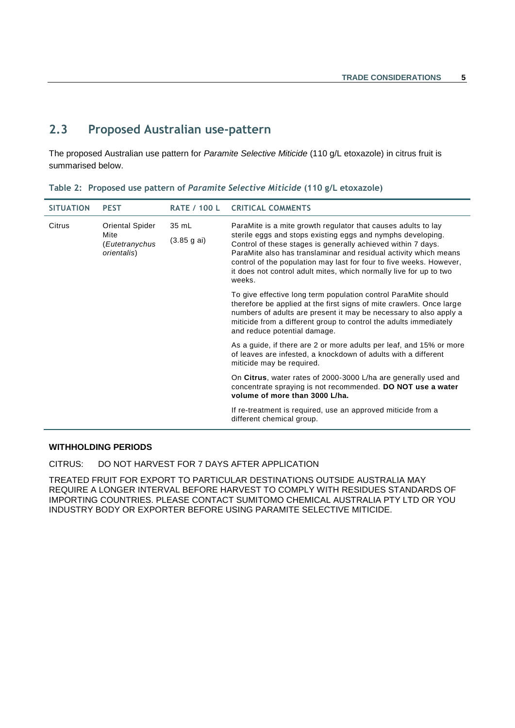## 2.3 Proposed Australian use-pattern

The proposed Australian use pattern for *Paramite Selective Miticide* (110 g/L etoxazole) in citrus fruit is summarised below.

**Table 2: Proposed use pattern of *Paramite Selective Miticide* (110 g/L etoxazole)**

| SITUATION | PEST | RATE / 100 L | CRITICAL COMMENTS |
|---|---|---|---|
| Citrus | Oriental Spider Mite (*Eutetranychus orientalis*) | 35 mL (3.85 g ai) | ParaMite is a mite growth regulator that causes adults to lay sterile eggs and stops existing eggs and nymphs developing. Control of these stages is generally achieved within 7 days. ParaMite also has translaminar and residual activity which means control of the population may last for four to five weeks. However, it does not control adult mites, which normally live for up to two weeks.<br><br>To give effective long term population control ParaMite should therefore be applied at the first signs of mite crawlers. Once large numbers of adults are present it may be necessary to also apply a miticide from a different group to control the adults immediately and reduce potential damage.<br><br>As a guide, if there are 2 or more adults per leaf, and 15% or more of leaves are infested, a knockdown of adults with a different miticide may be required.<br><br>On **Citrus**, water rates of 2000-3000 L/ha are generally used and concentrate spraying is not recommended. **DO NOT use a water volume of more than 3000 L/ha.**<br><br>If re-treatment is required, use an approved miticide from a different chemical group. |

**WITHHOLDING PERIODS**

CITRUS: DO NOT HARVEST FOR 7 DAYS AFTER APPLICATION

TREATED FRUIT FOR EXPORT TO PARTICULAR DESTINATIONS OUTSIDE AUSTRALIA MAY REQUIRE A LONGER INTERVAL BEFORE HARVEST TO COMPLY WITH RESIDUES STANDARDS OF IMPORTING COUNTRIES. PLEASE CONTACT SUMITOMO CHEMICAL AUSTRALIA PTY LTD OR YOU INDUSTRY BODY OR EXPORTER BEFORE USING PARAMITE SELECTIVE MITICIDE.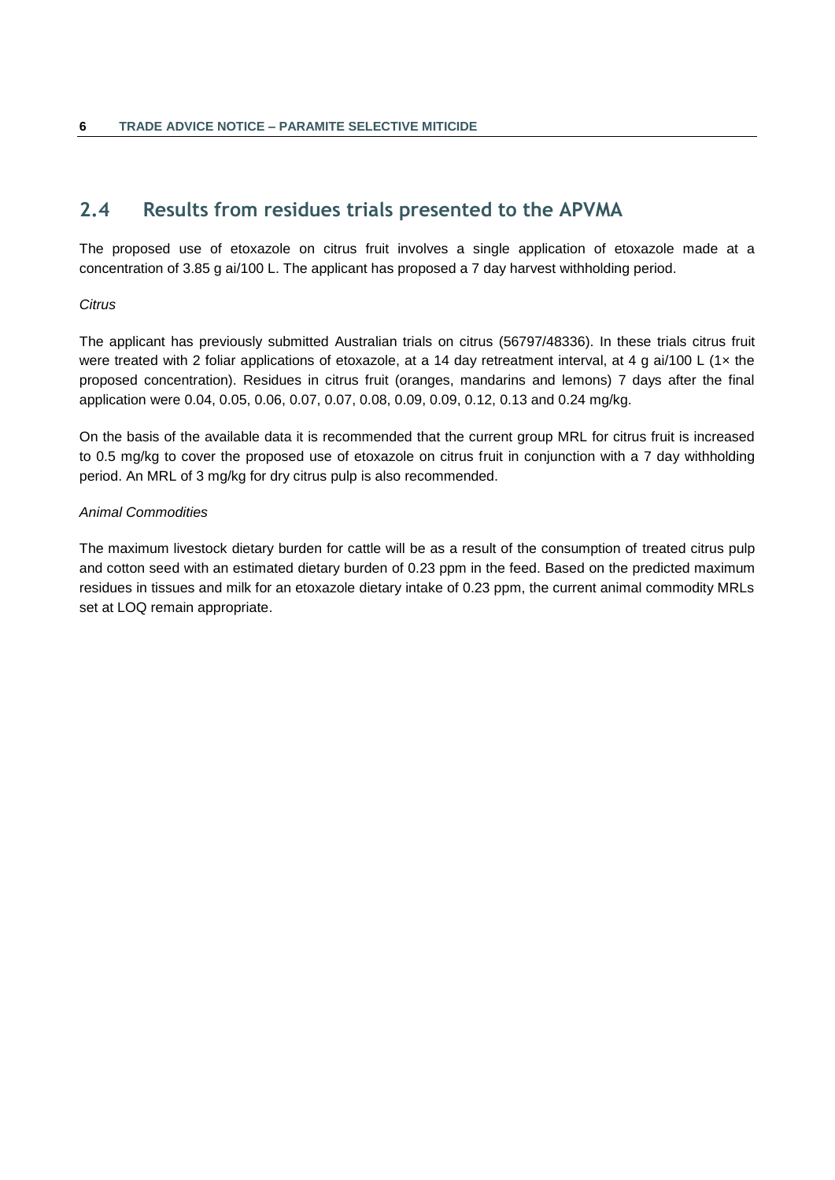## 2.4 Results from residues trials presented to the APVMA

The proposed use of etoxazole on citrus fruit involves a single application of etoxazole made at a concentration of 3.85 g ai/100 L. The applicant has proposed a 7 day harvest withholding period.

*Citrus*

The applicant has previously submitted Australian trials on citrus (56797/48336). In these trials citrus fruit were treated with 2 foliar applications of etoxazole, at a 14 day retreatment interval, at 4 g ai/100 L (1× the proposed concentration). Residues in citrus fruit (oranges, mandarins and lemons) 7 days after the final application were 0.04, 0.05, 0.06, 0.07, 0.07, 0.08, 0.09, 0.09, 0.12, 0.13 and 0.24 mg/kg.

On the basis of the available data it is recommended that the current group MRL for citrus fruit is increased to 0.5 mg/kg to cover the proposed use of etoxazole on citrus fruit in conjunction with a 7 day withholding period. An MRL of 3 mg/kg for dry citrus pulp is also recommended.

*Animal Commodities*

The maximum livestock dietary burden for cattle will be as a result of the consumption of treated citrus pulp and cotton seed with an estimated dietary burden of 0.23 ppm in the feed. Based on the predicted maximum residues in tissues and milk for an etoxazole dietary intake of 0.23 ppm, the current animal commodity MRLs set at LOQ remain appropriate.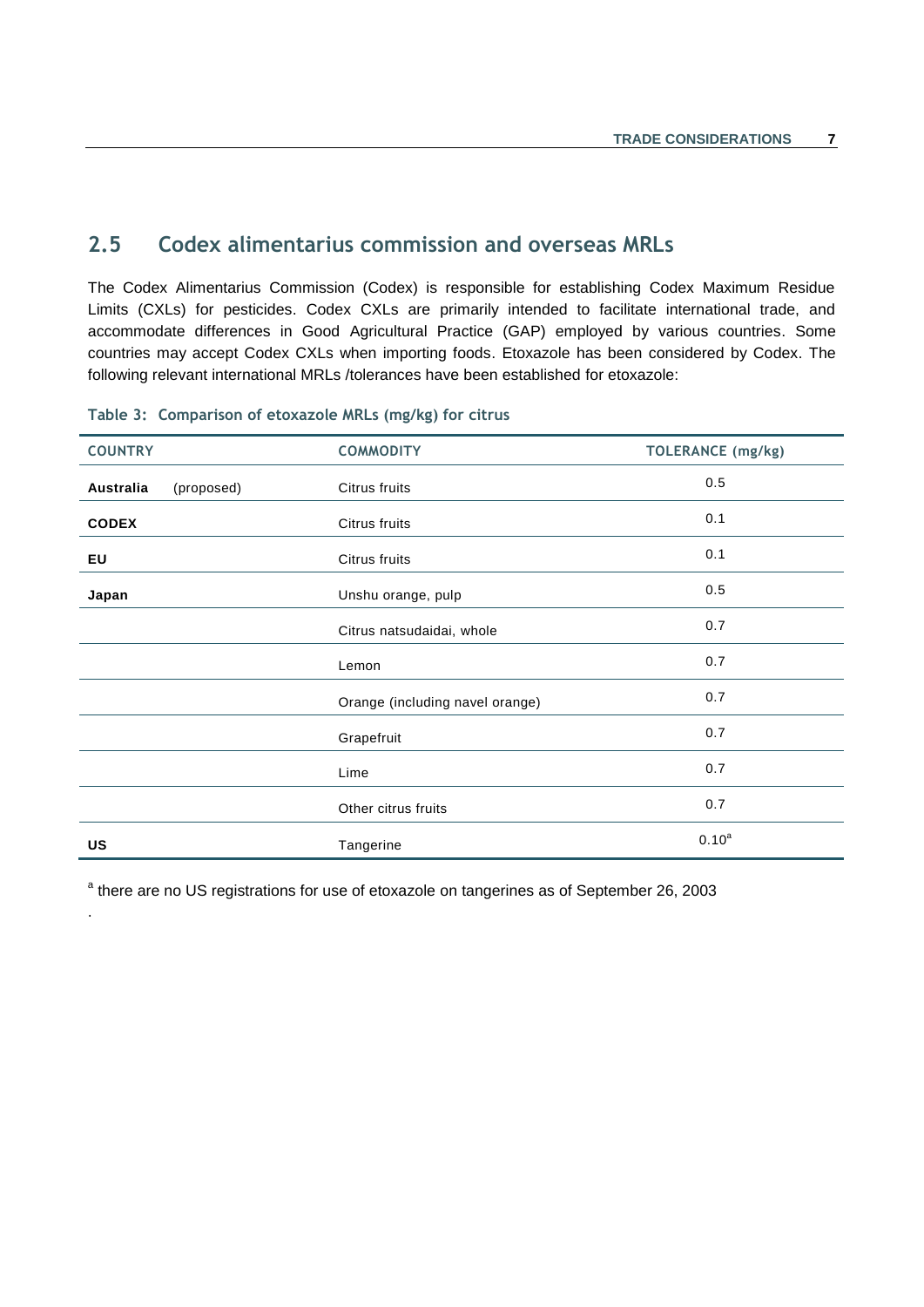## 2.5 Codex alimentarius commission and overseas MRLs

The Codex Alimentarius Commission (Codex) is responsible for establishing Codex Maximum Residue Limits (CXLs) for pesticides. Codex CXLs are primarily intended to facilitate international trade, and accommodate differences in Good Agricultural Practice (GAP) employed by various countries. Some countries may accept Codex CXLs when importing foods. Etoxazole has been considered by Codex. The following relevant international MRLs /tolerances have been established for etoxazole:

**Table 3: Comparison of etoxazole MRLs (mg/kg) for citrus**

| COUNTRY | COMMODITY | TOLERANCE (mg/kg) |
|---|---|---|
| **Australia** (proposed) | Citrus fruits | 0.5 |
| **CODEX** | Citrus fruits | 0.1 |
| **EU** | Citrus fruits | 0.1 |
| **Japan** | Unshu orange, pulp | 0.5 |
| | Citrus natsudaidai, whole | 0.7 |
| | Lemon | 0.7 |
| | Orange (including navel orange) | 0.7 |
| | Grapefruit | 0.7 |
| | Lime | 0.7 |
| | Other citrus fruits | 0.7 |
| **US** | Tangerine | 0.10[a] |

[a] there are no US registrations for use of etoxazole on tangerines as of September 26, 2003

.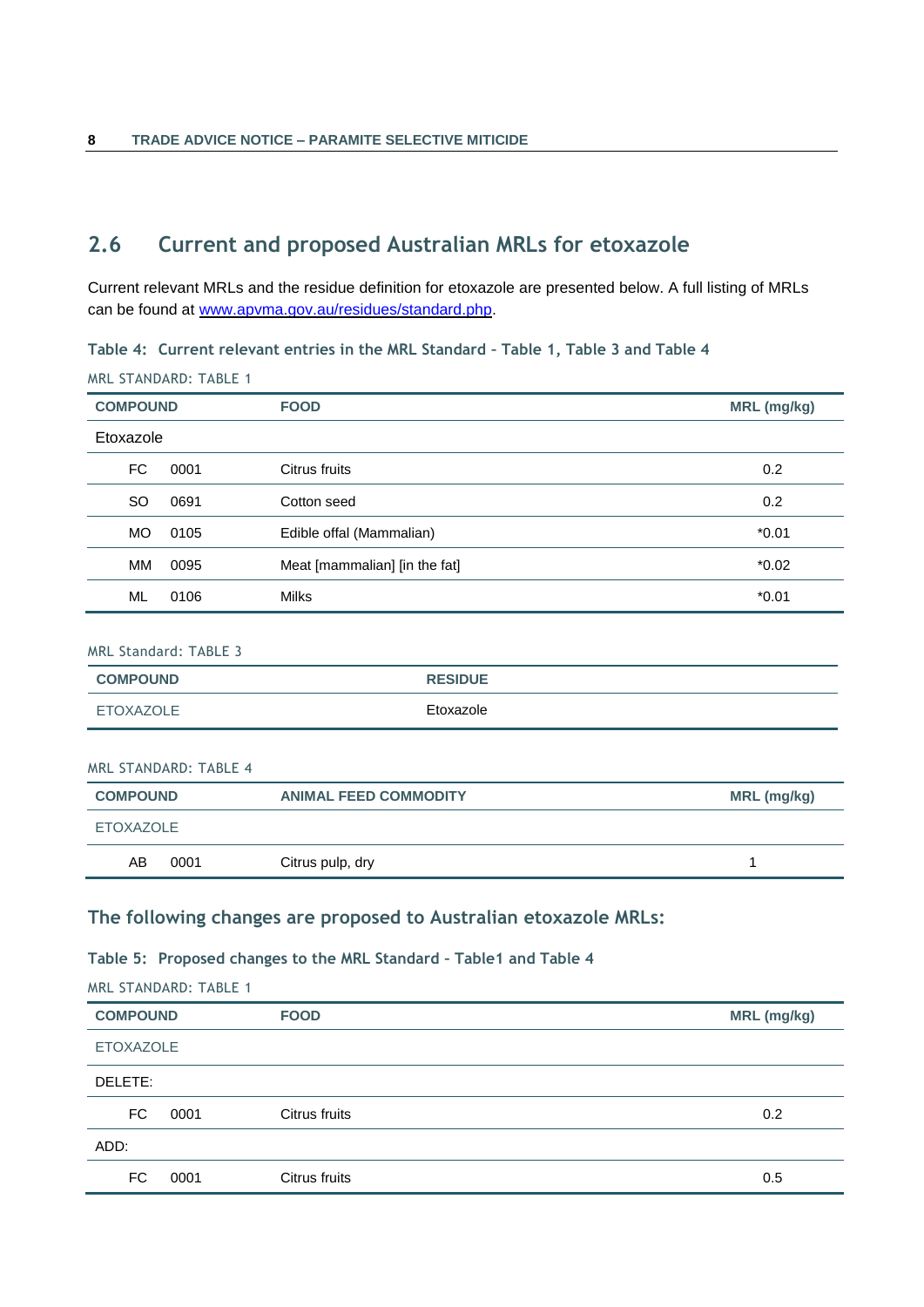## 2.6 Current and proposed Australian MRLs for etoxazole

Current relevant MRLs and the residue definition for etoxazole are presented below. A full listing of MRLs can be found at www.apvma.gov.au/residues/standard.php.

### Table 4: Current relevant entries in the MRL Standard - Table 1, Table 3 and Table 4

MRL STANDARD: TABLE 1

| COMPOUND | | FOOD | MRL (mg/kg) |
|---|---|---|---|
| Etoxazole | | | |
| FC | 0001 | Citrus fruits | 0.2 |
| SO | 0691 | Cotton seed | 0.2 |
| MO | 0105 | Edible offal (Mammalian) | *0.01 |
| MM | 0095 | Meat [mammalian] [in the fat] | *0.02 |
| ML | 0106 | Milks | *0.01 |

MRL Standard: TABLE 3

| COMPOUND | RESIDUE |
|---|---|
| ETOXAZOLE | Etoxazole |

MRL STANDARD: TABLE 4

| COMPOUND | | ANIMAL FEED COMMODITY | MRL (mg/kg) |
|---|---|---|---|
| ETOXAZOLE | | | |
| AB | 0001 | Citrus pulp, dry | 1 |

### The following changes are proposed to Australian etoxazole MRLs:

### Table 5: Proposed changes to the MRL Standard - Table1 and Table 4

MRL STANDARD: TABLE 1

| COMPOUND | | FOOD | MRL (mg/kg) |
|---|---|---|---|
| ETOXAZOLE | | | |
| DELETE: | | | |
| FC | 0001 | Citrus fruits | 0.2 |
| ADD: | | | |
| FC | 0001 | Citrus fruits | 0.5 |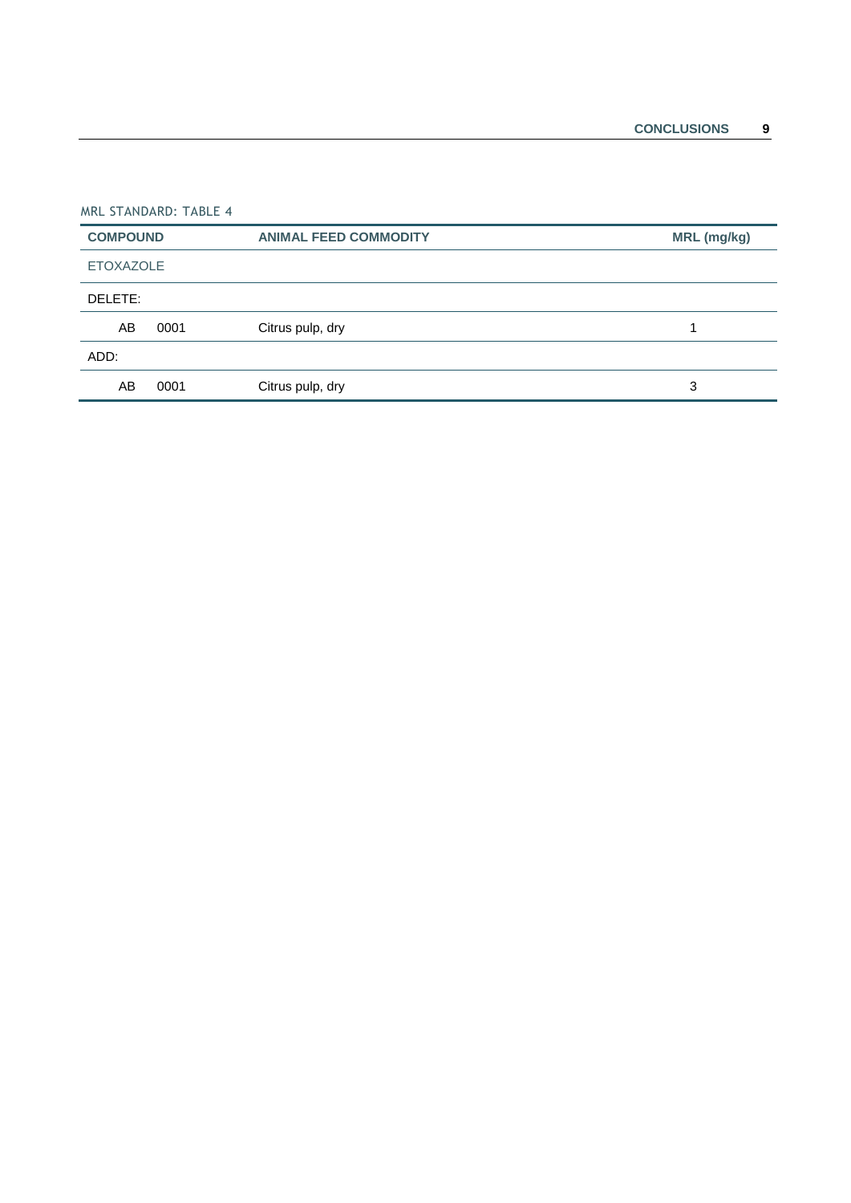MRL STANDARD: TABLE 4

| COMPOUND | | ANIMAL FEED COMMODITY | MRL (mg/kg) |
|---|---|---|---|
| ETOXAZOLE | | | |
| DELETE: | | | |
| AB | 0001 | Citrus pulp, dry | 1 |
| ADD: | | | |
| AB | 0001 | Citrus pulp, dry | 3 |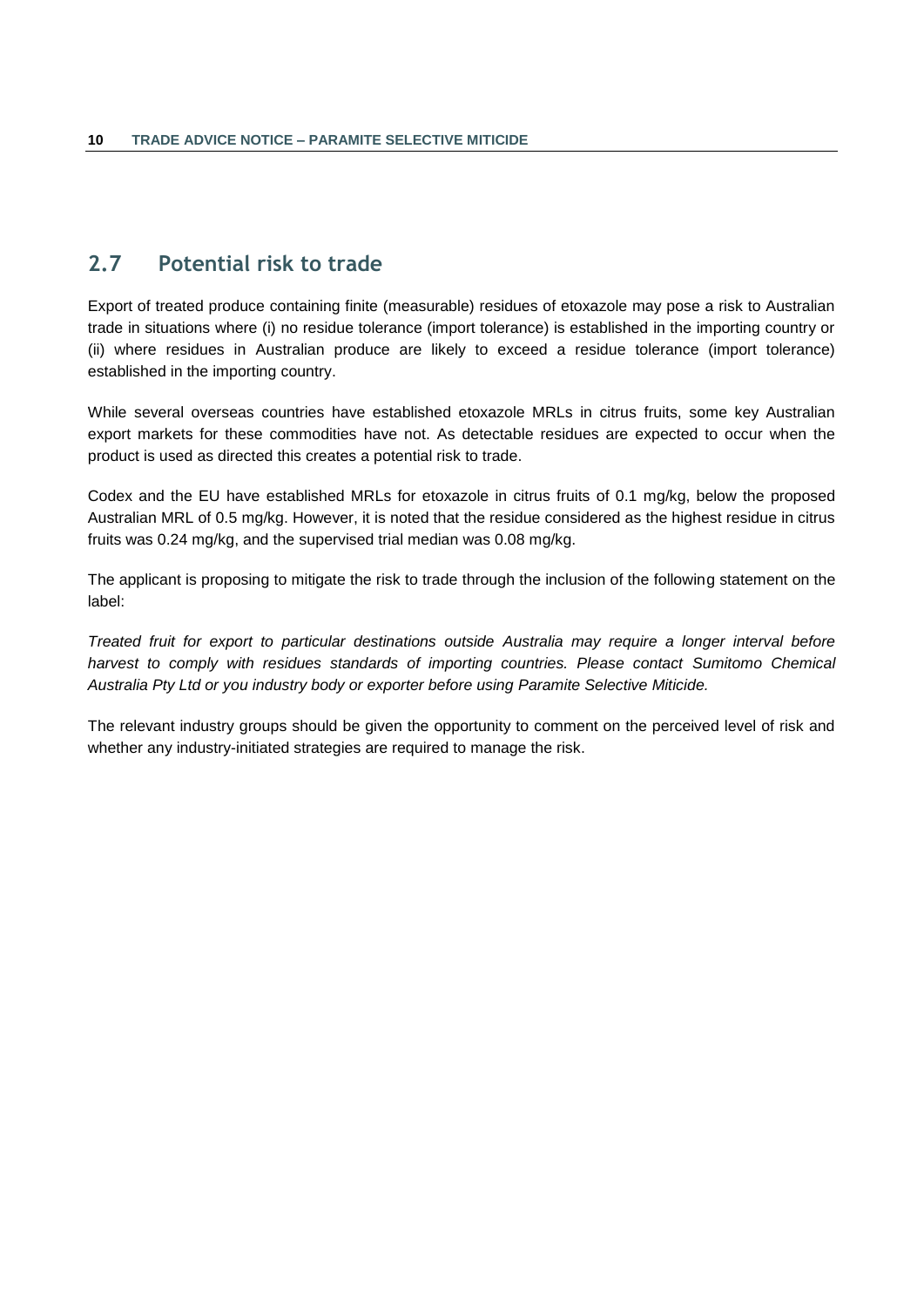## 2.7 Potential risk to trade

Export of treated produce containing finite (measurable) residues of etoxazole may pose a risk to Australian trade in situations where (i) no residue tolerance (import tolerance) is established in the importing country or (ii) where residues in Australian produce are likely to exceed a residue tolerance (import tolerance) established in the importing country.

While several overseas countries have established etoxazole MRLs in citrus fruits, some key Australian export markets for these commodities have not. As detectable residues are expected to occur when the product is used as directed this creates a potential risk to trade.

Codex and the EU have established MRLs for etoxazole in citrus fruits of 0.1 mg/kg, below the proposed Australian MRL of 0.5 mg/kg. However, it is noted that the residue considered as the highest residue in citrus fruits was 0.24 mg/kg, and the supervised trial median was 0.08 mg/kg.

The applicant is proposing to mitigate the risk to trade through the inclusion of the following statement on the label:

*Treated fruit for export to particular destinations outside Australia may require a longer interval before harvest to comply with residues standards of importing countries. Please contact Sumitomo Chemical Australia Pty Ltd or you industry body or exporter before using Paramite Selective Miticide.*

The relevant industry groups should be given the opportunity to comment on the perceived level of risk and whether any industry-initiated strategies are required to manage the risk.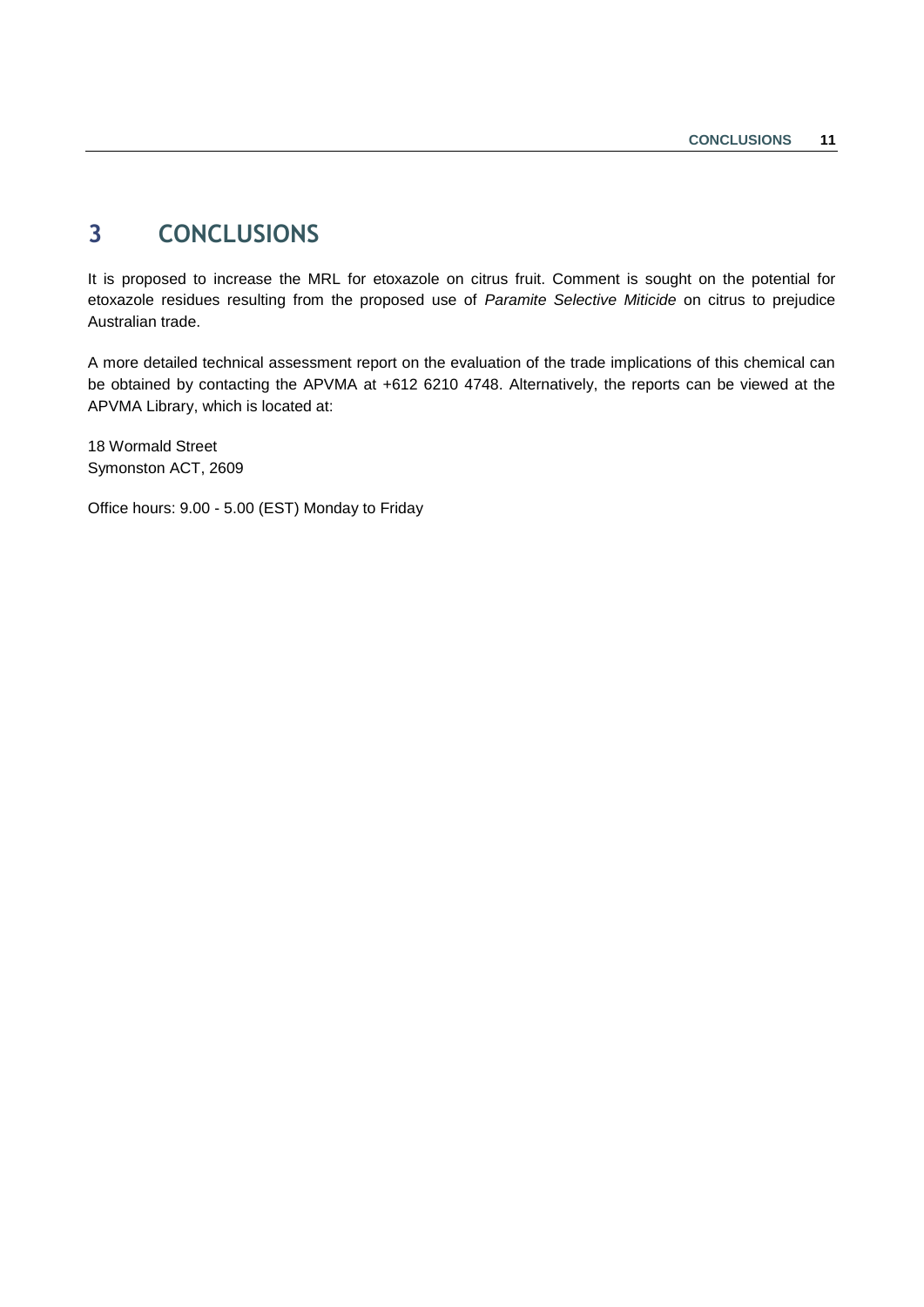# 3 CONCLUSIONS

It is proposed to increase the MRL for etoxazole on citrus fruit. Comment is sought on the potential for etoxazole residues resulting from the proposed use of *Paramite Selective Miticide* on citrus to prejudice Australian trade.

A more detailed technical assessment report on the evaluation of the trade implications of this chemical can be obtained by contacting the APVMA at +612 6210 4748. Alternatively, the reports can be viewed at the APVMA Library, which is located at:

18 Wormald Street
Symonston ACT, 2609

Office hours: 9.00 - 5.00 (EST) Monday to Friday